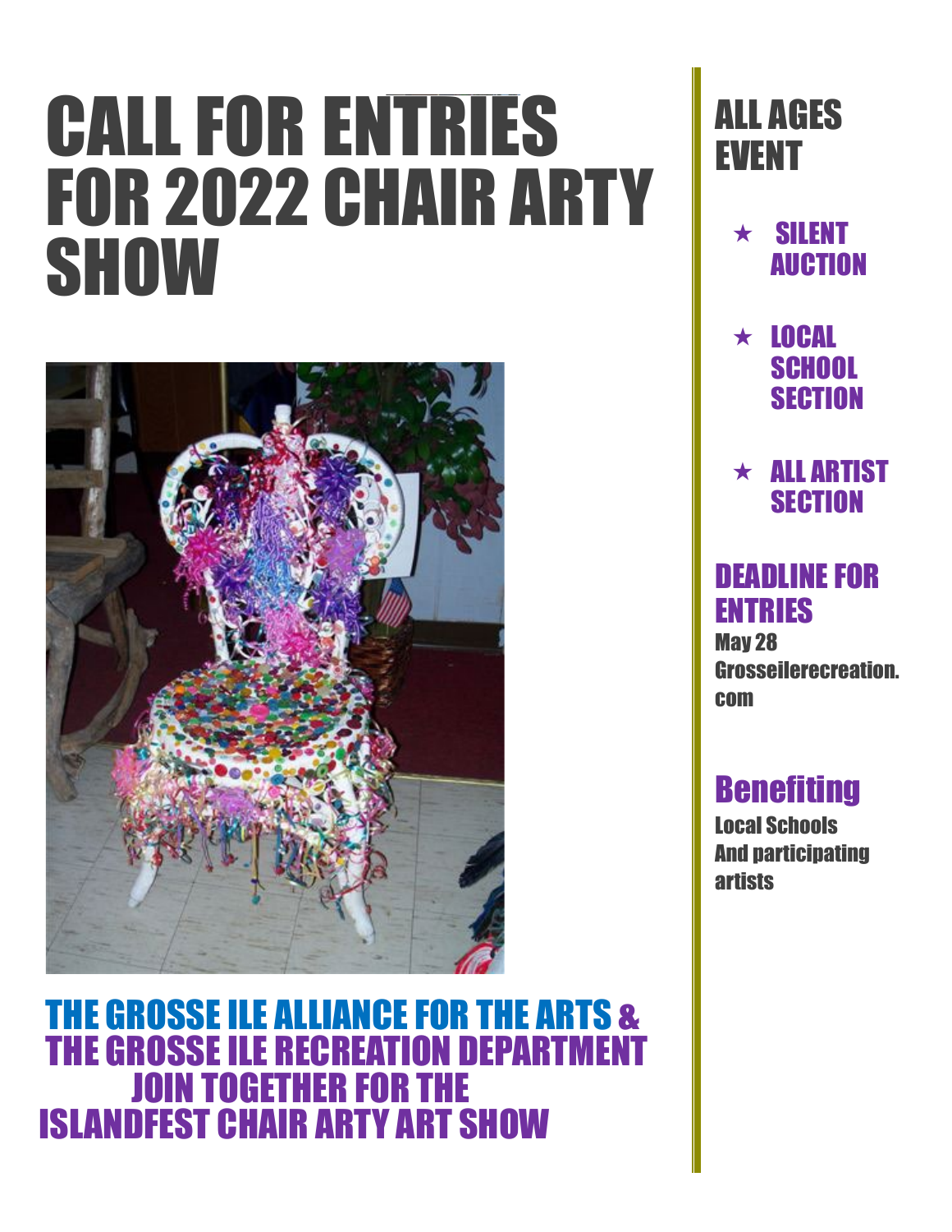# CALL FOR ENTRIES FOR 2022 CHAIR ARTY SHOW

THE GROSSE ILE ALLIANCE FOR THE ARTS & THE GROSSE ILE RECREATION DEPARTMENT JOIN TOGETHER FOR THE ISLANDFEST CHAIR ARTY ART SHOW

## ALL AGES EVENT

- SILENT AUCTION
- LOCAL SCHOOL SECTION
- ALL ARTIST SECTION

## DEADLINE FOR ENTRIES

May 28
Grosseilerecreation.com

## Benefiting

Local Schools
And participating artists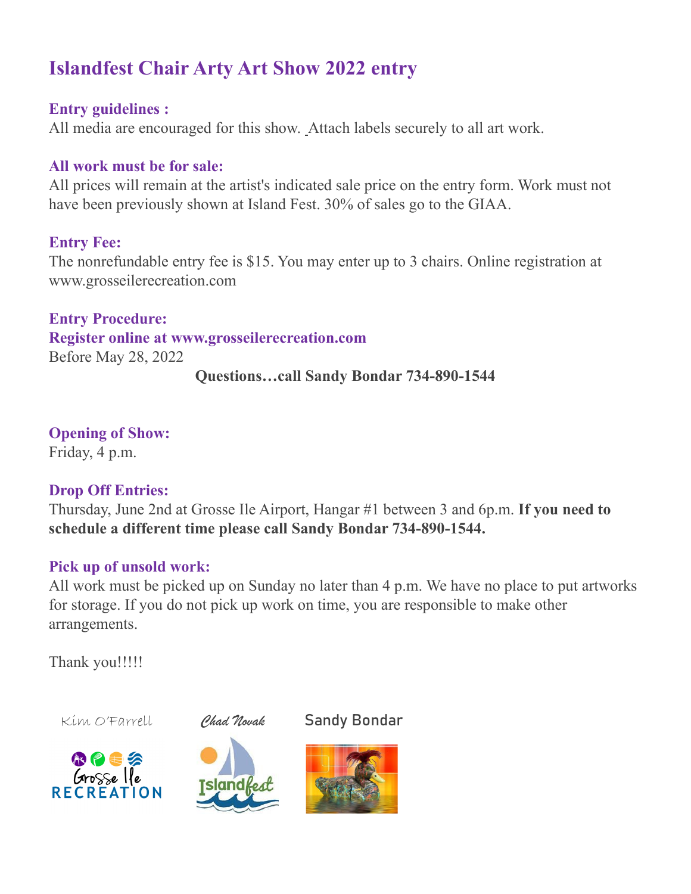# Islandfest Chair Arty Art Show 2022 entry

**Entry guidelines :**

All media are encouraged for this show. Attach labels securely to all art work.

**All work must be for sale:**

All prices will remain at the artist's indicated sale price on the entry form. Work must not have been previously shown at Island Fest. 30% of sales go to the GIAA.

**Entry Fee:**

The nonrefundable entry fee is $15. You may enter up to 3 chairs. Online registration at www.grosseilerecreation.com

**Entry Procedure:**

**Register online at www.grosseilerecreation.com**

Before May 28, 2022

**Questions…call Sandy Bondar 734-890-1544**

**Opening of Show:**

Friday, 4 p.m.

**Drop Off Entries:**

Thursday, June 2nd at Grosse Ile Airport, Hangar #1 between 3 and 6p.m. **If you need to schedule a different time please call Sandy Bondar 734-890-1544.**

**Pick up of unsold work:**

All work must be picked up on Sunday no later than 4 p.m. We have no place to put artworks for storage. If you do not pick up work on time, you are responsible to make other arrangements.

Thank you!!!!!

Kim O'Farrell　　Chad Novak　　Sandy Bondar

Grosse Ile RECREATION　　Islandfest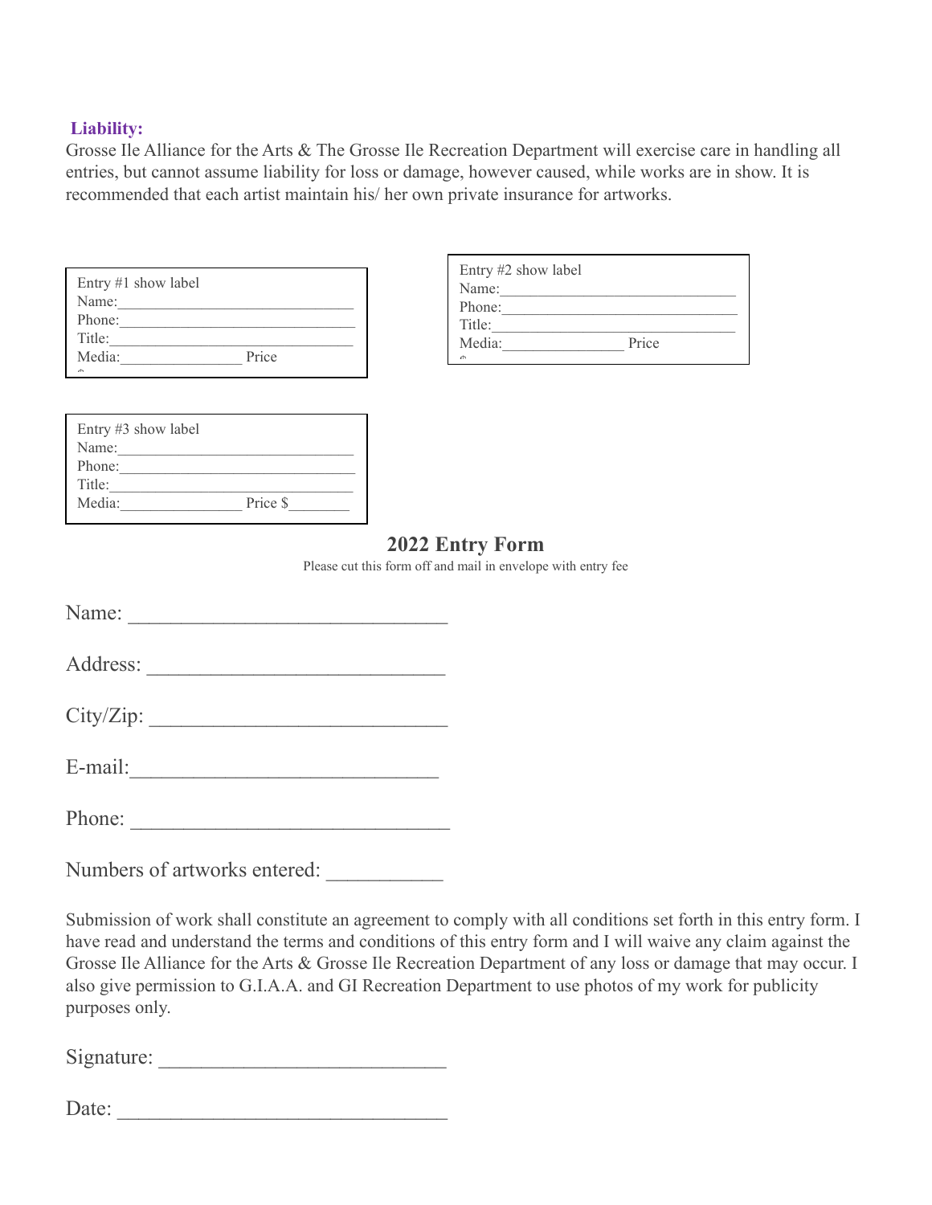**Liability:**

Grosse Ile Alliance for the Arts & The Grosse Ile Recreation Department will exercise care in handling all entries, but cannot assume liability for loss or damage, however caused, while works are in show. It is recommended that each artist maintain his/ her own private insurance for artworks.

Entry #1 show label
Name:______________________________
Phone:______________________________
Title:_______________________________
Media:________________ Price $

Entry #2 show label
Name:______________________________
Phone:______________________________
Title:_______________________________
Media:________________ Price $

Entry #3 show label
Name:______________________________
Phone:______________________________
Title:_______________________________
Media:________________ Price $________

## 2022 Entry Form

Please cut this form off and mail in envelope with entry fee

Name: ______________________________

Address: ___________________________

City/Zip: ___________________________

E-mail:_____________________________

Phone: _____________________________

Numbers of artworks entered: __________

Submission of work shall constitute an agreement to comply with all conditions set forth in this entry form. I have read and understand the terms and conditions of this entry form and I will waive any claim against the Grosse Ile Alliance for the Arts & Grosse Ile Recreation Department of any loss or damage that may occur. I also give permission to G.I.A.A. and GI Recreation Department to use photos of my work for publicity purposes only.

Signature: __________________________

Date: ______________________________